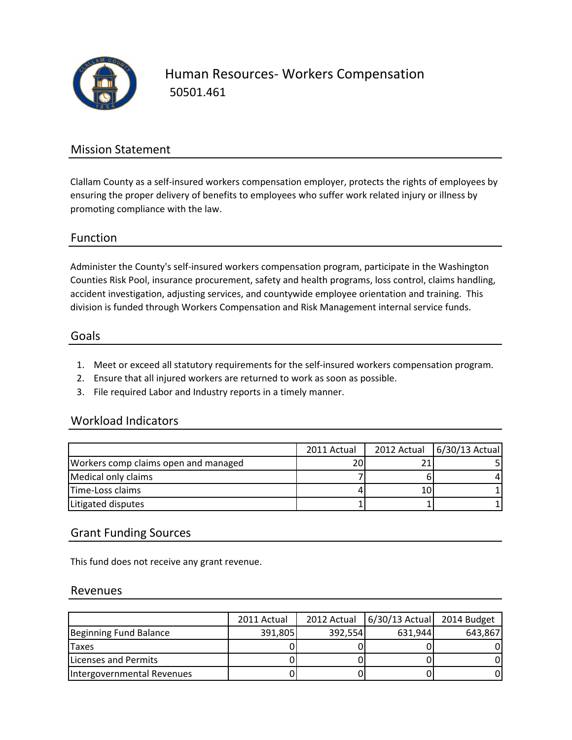# Human Resources- Workers Compensation

50501.461

## Mission Statement

Clallam County as a self-insured workers compensation employer, protects the rights of employees by ensuring the proper delivery of benefits to employees who suffer work related injury or illness by promoting compliance with the law.

## Function

Administer the County's self-insured workers compensation program, participate in the Washington Counties Risk Pool, insurance procurement, safety and health programs, loss control, claims handling, accident investigation, adjusting services, and countywide employee orientation and training. This division is funded through Workers Compensation and Risk Management internal service funds.

## Goals

1. Meet or exceed all statutory requirements for the self-insured workers compensation program.
2. Ensure that all injured workers are returned to work as soon as possible.
3. File required Labor and Industry reports in a timely manner.

## Workload Indicators

| | 2011 Actual | 2012 Actual | 6/30/13 Actual |
|---|---|---|---|
| Workers comp claims open and managed | 20 | 21 | 5 |
| Medical only claims | 7 | 6 | 4 |
| Time-Loss claims | 4 | 10 | 1 |
| Litigated disputes | 1 | 1 | 1 |

## Grant Funding Sources

This fund does not receive any grant revenue.

## Revenues

| | 2011 Actual | 2012 Actual | 6/30/13 Actual | 2014 Budget |
|---|---|---|---|---|
| Beginning Fund Balance | 391,805 | 392,554 | 631,944 | 643,867 |
| Taxes | 0 | 0 | 0 | 0 |
| Licenses and Permits | 0 | 0 | 0 | 0 |
| Intergovernmental Revenues | 0 | 0 | 0 | 0 |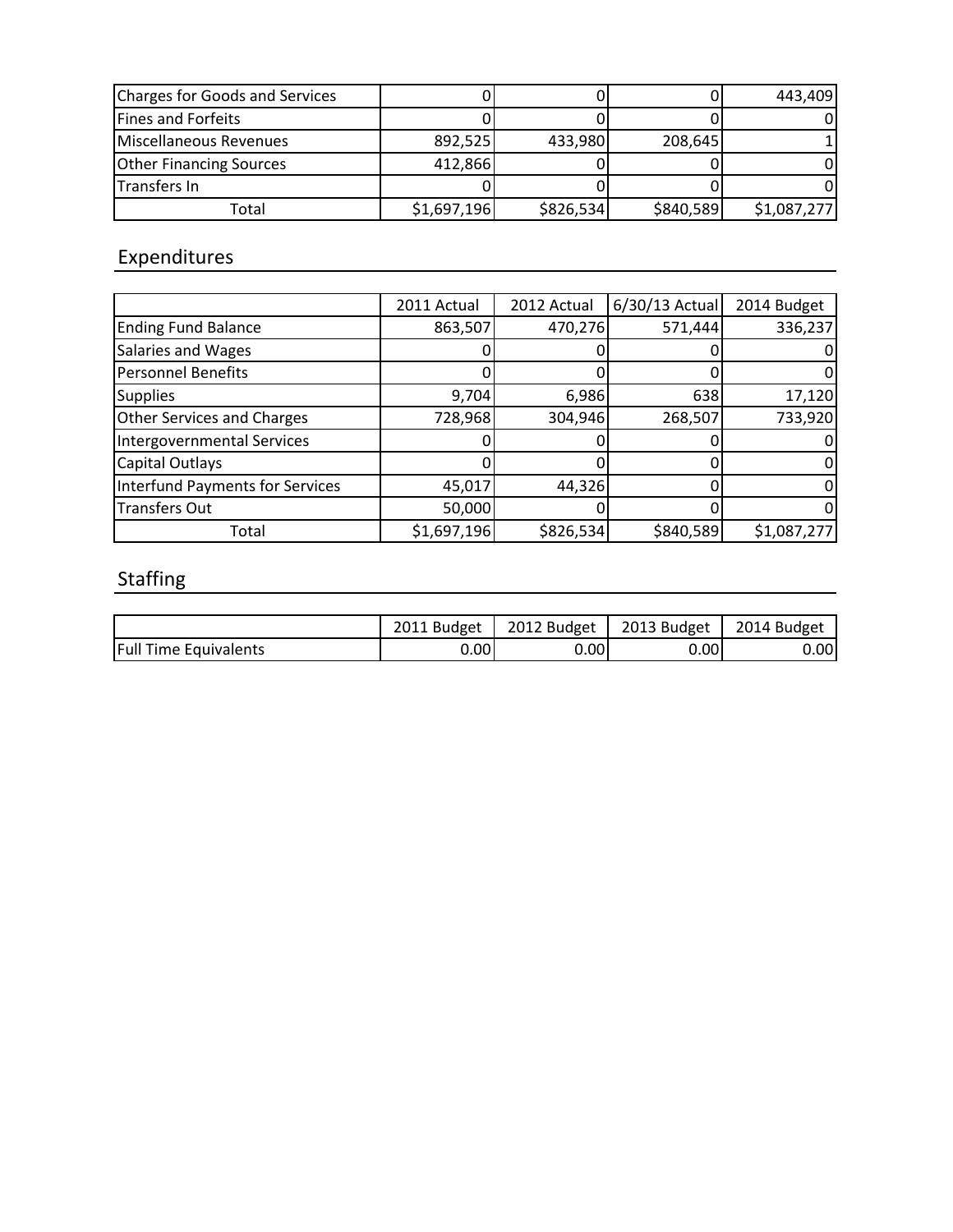| | | | | |
|---|---|---|---|---|
| Charges for Goods and Services | 0 | 0 | 0 | 443,409 |
| Fines and Forfeits | 0 | 0 | 0 | 0 |
| Miscellaneous Revenues | 892,525 | 433,980 | 208,645 | 1 |
| Other Financing Sources | 412,866 | 0 | 0 | 0 |
| Transfers In | 0 | 0 | 0 | 0 |
| Total | $1,697,196 | $826,534 | $840,589 | $1,087,277 |

## Expenditures

| | 2011 Actual | 2012 Actual | 6/30/13 Actual | 2014 Budget |
|---|---|---|---|---|
| Ending Fund Balance | 863,507 | 470,276 | 571,444 | 336,237 |
| Salaries and Wages | 0 | 0 | 0 | 0 |
| Personnel Benefits | 0 | 0 | 0 | 0 |
| Supplies | 9,704 | 6,986 | 638 | 17,120 |
| Other Services and Charges | 728,968 | 304,946 | 268,507 | 733,920 |
| Intergovernmental Services | 0 | 0 | 0 | 0 |
| Capital Outlays | 0 | 0 | 0 | 0 |
| Interfund Payments for Services | 45,017 | 44,326 | 0 | 0 |
| Transfers Out | 50,000 | 0 | 0 | 0 |
| Total | $1,697,196 | $826,534 | $840,589 | $1,087,277 |

## Staffing

| | 2011 Budget | 2012 Budget | 2013 Budget | 2014 Budget |
|---|---|---|---|---|
| Full Time Equivalents | 0.00 | 0.00 | 0.00 | 0.00 |